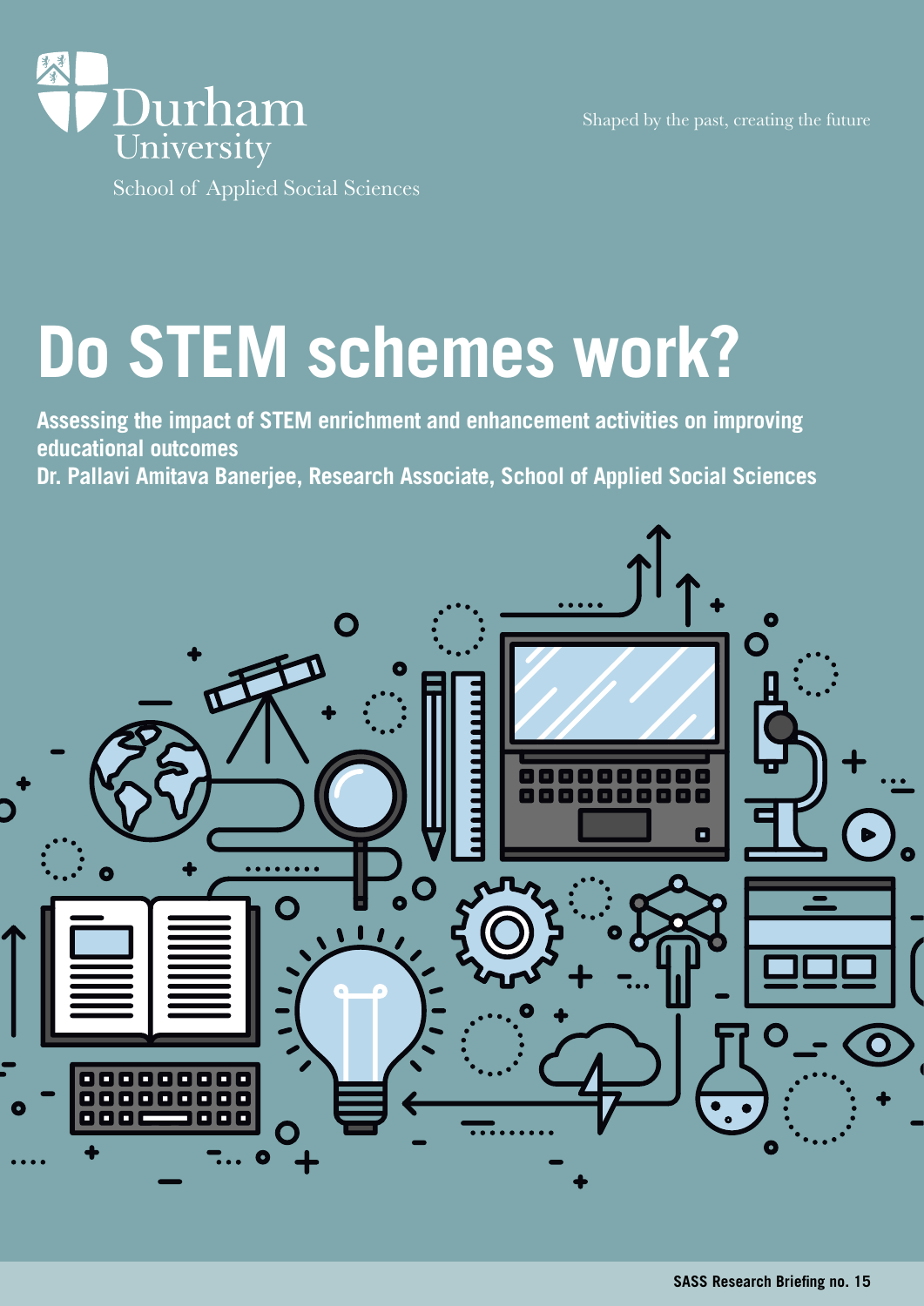Durham University

School of Applied Social Sciences

Shaped by the past, creating the future

# Do STEM schemes work?

**Assessing the impact of STEM enrichment and enhancement activities on improving educational outcomes**

**Dr. Pallavi Amitava Banerjee, Research Associate, School of Applied Social Sciences**

SASS Research Briefing no. 15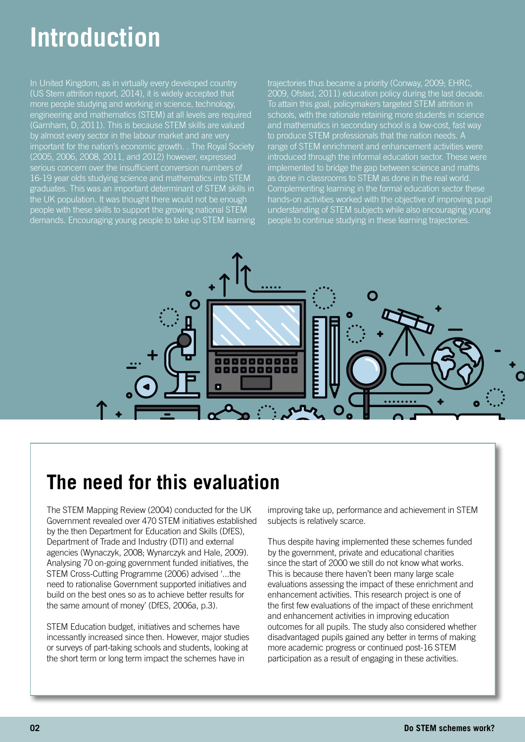# Introduction

In United Kingdom, as in virtually every developed country (US Stem attrition report, 2014), it is widely accepted that more people studying and working in science, technology, engineering and mathematics (STEM) at all levels are required (Garnham, D, 2011). This is because STEM skills are valued by almost every sector in the labour market and are very important for the nation's economic growth. . The Royal Society (2005, 2006, 2008, 2011, and 2012) however, expressed serious concern over the insufficient conversion numbers of 16-19 year olds studying science and mathematics into STEM graduates. This was an important determinant of STEM skills in the UK population. It was thought there would not be enough people with these skills to support the growing national STEM demands. Encouraging young people to take up STEM learning trajectories thus became a priority (Conway, 2009; EHRC, 2009, Ofsted, 2011) education policy during the last decade. To attain this goal, policymakers targeted STEM attrition in schools, with the rationale retaining more students in science and mathematics in secondary school is a low-cost, fast way to produce STEM professionals that the nation needs. A range of STEM enrichment and enhancement activities were introduced through the informal education sector. These were implemented to bridge the gap between science and maths as done in classrooms to STEM as done in the real world. Complementing learning in the formal education sector these hands-on activities worked with the objective of improving pupil understanding of STEM subjects while also encouraging young people to continue studying in these learning trajectories.

## The need for this evaluation

The STEM Mapping Review (2004) conducted for the UK Government revealed over 470 STEM initiatives established by the then Department for Education and Skills (DfES), Department of Trade and Industry (DTI) and external agencies (Wynaczyk, 2008; Wynarczyk and Hale, 2009). Analysing 70 on-going government funded initiatives, the STEM Cross-Cutting Programme (2006) advised '...the need to rationalise Government supported initiatives and build on the best ones so as to achieve better results for the same amount of money' (DfES, 2006a, p.3).

STEM Education budget, initiatives and schemes have incessantly increased since then. However, major studies or surveys of part-taking schools and students, looking at the short term or long term impact the schemes have in improving take up, performance and achievement in STEM subjects is relatively scarce.

Thus despite having implemented these schemes funded by the government, private and educational charities since the start of 2000 we still do not know what works. This is because there haven't been many large scale evaluations assessing the impact of these enrichment and enhancement activities. This research project is one of the first few evaluations of the impact of these enrichment and enhancement activities in improving education outcomes for all pupils. The study also considered whether disadvantaged pupils gained any better in terms of making more academic progress or continued post-16 STEM participation as a result of engaging in these activities.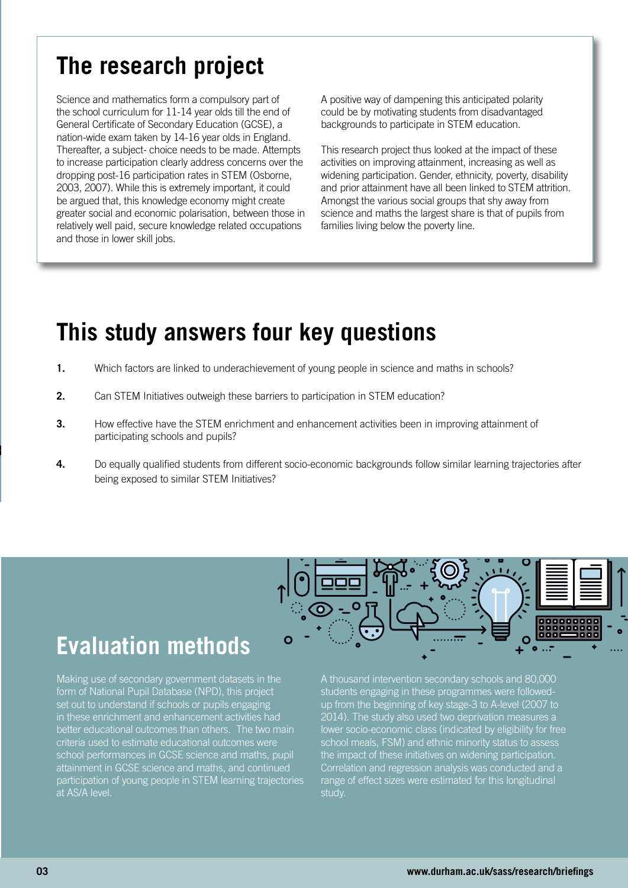## The research project

Science and mathematics form a compulsory part of the school curriculum for 11-14 year olds till the end of General Certificate of Secondary Education (GCSE), a nation-wide exam taken by 14-16 year olds in England. Thereafter, a subject- choice needs to be made. Attempts to increase participation clearly address concerns over the dropping post-16 participation rates in STEM (Osborne, 2003, 2007). While this is extremely important, it could be argued that, this knowledge economy might create greater social and economic polarisation, between those in relatively well paid, secure knowledge related occupations and those in lower skill jobs.

A positive way of dampening this anticipated polarity could be by motivating students from disadvantaged backgrounds to participate in STEM education.

This research project thus looked at the impact of these activities on improving attainment, increasing as well as widening participation. Gender, ethnicity, poverty, disability and prior attainment have all been linked to STEM attrition. Amongst the various social groups that shy away from science and maths the largest share is that of pupils from families living below the poverty line.

## This study answers four key questions

1. Which factors are linked to underachievement of young people in science and maths in schools?
2. Can STEM Initiatives outweigh these barriers to participation in STEM education?
3. How effective have the STEM enrichment and enhancement activities been in improving attainment of participating schools and pupils?
4. Do equally qualified students from different socio-economic backgrounds follow similar learning trajectories after being exposed to similar STEM Initiatives?

## Evaluation methods

Making use of secondary government datasets in the form of National Pupil Database (NPD), this project set out to understand if schools or pupils engaging in these enrichment and enhancement activities had better educational outcomes than others. The two main criteria used to estimate educational outcomes were school performances in GCSE science and maths, pupil attainment in GCSE science and maths, and continued participation of young people in STEM learning trajectories at AS/A level.

A thousand intervention secondary schools and 80,000 students engaging in these programmes were followed-up from the beginning of key stage-3 to A-level (2007 to 2014). The study also used two deprivation measures a lower socio-economic class (indicated by eligibility for free school meals, FSM) and ethnic minority status to assess the impact of these initiatives on widening participation. Correlation and regression analysis was conducted and a range of effect sizes were estimated for this longitudinal study.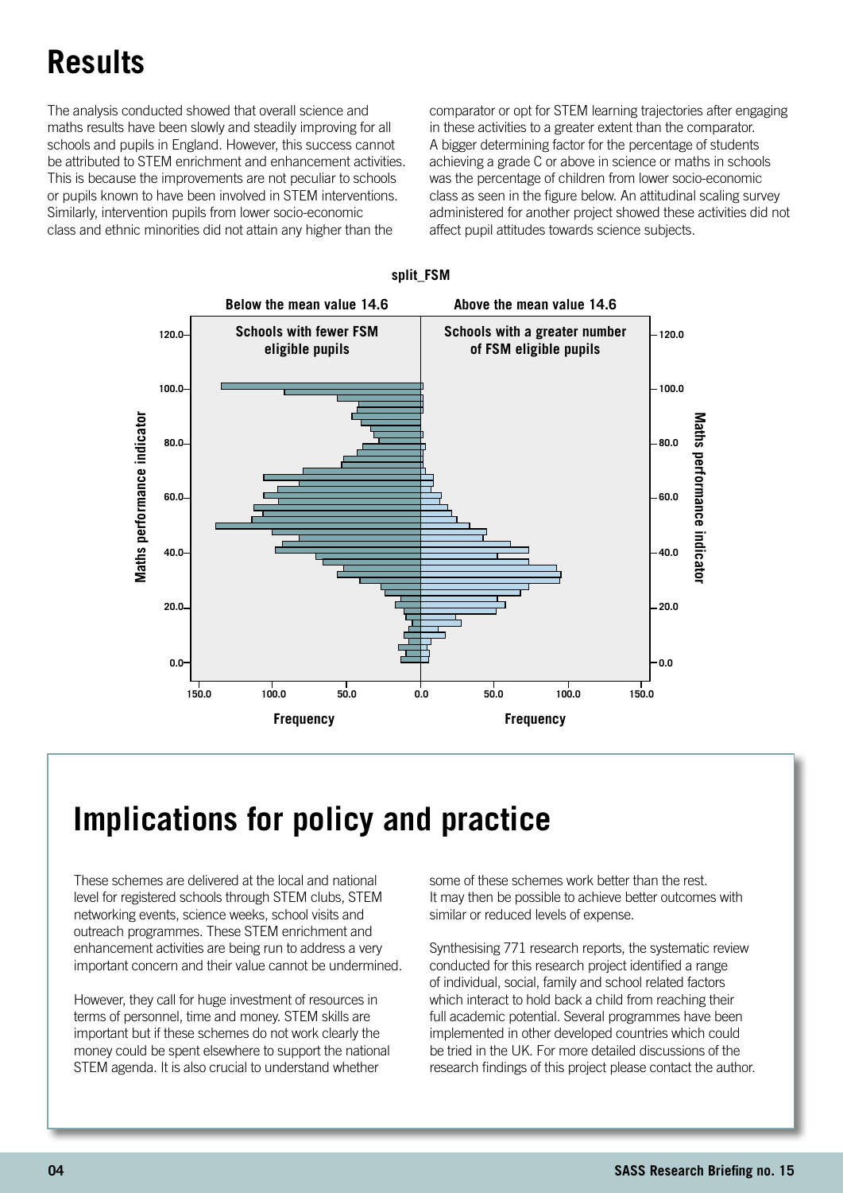# Results

The analysis conducted showed that overall science and maths results have been slowly and steadily improving for all schools and pupils in England. However, this success cannot be attributed to STEM enrichment and enhancement activities. This is because the improvements are not peculiar to schools or pupils known to have been involved in STEM interventions. Similarly, intervention pupils from lower socio-economic class and ethnic minorities did not attain any higher than the comparator or opt for STEM learning trajectories after engaging in these activities to a greater extent than the comparator. A bigger determining factor for the percentage of students achieving a grade C or above in science or maths in schools was the percentage of children from lower socio-economic class as seen in the figure below. An attitudinal scaling survey administered for another project showed these activities did not affect pupil attitudes towards science subjects.

split_FSM

Below the mean value 14.6 — Schools with fewer FSM eligible pupils

Above the mean value 14.6 — Schools with a greater number of FSM eligible pupils

Maths performance indicator / Frequency

## Implications for policy and practice

These schemes are delivered at the local and national level for registered schools through STEM clubs, STEM networking events, science weeks, school visits and outreach programmes. These STEM enrichment and enhancement activities are being run to address a very important concern and their value cannot be undermined.

However, they call for huge investment of resources in terms of personnel, time and money. STEM skills are important but if these schemes do not work clearly the money could be spent elsewhere to support the national STEM agenda. It is also crucial to understand whether some of these schemes work better than the rest. It may then be possible to achieve better outcomes with similar or reduced levels of expense.

Synthesising 771 research reports, the systematic review conducted for this research project identified a range of individual, social, family and school related factors which interact to hold back a child from reaching their full academic potential. Several programmes have been implemented in other developed countries which could be tried in the UK. For more detailed discussions of the research findings of this project please contact the author.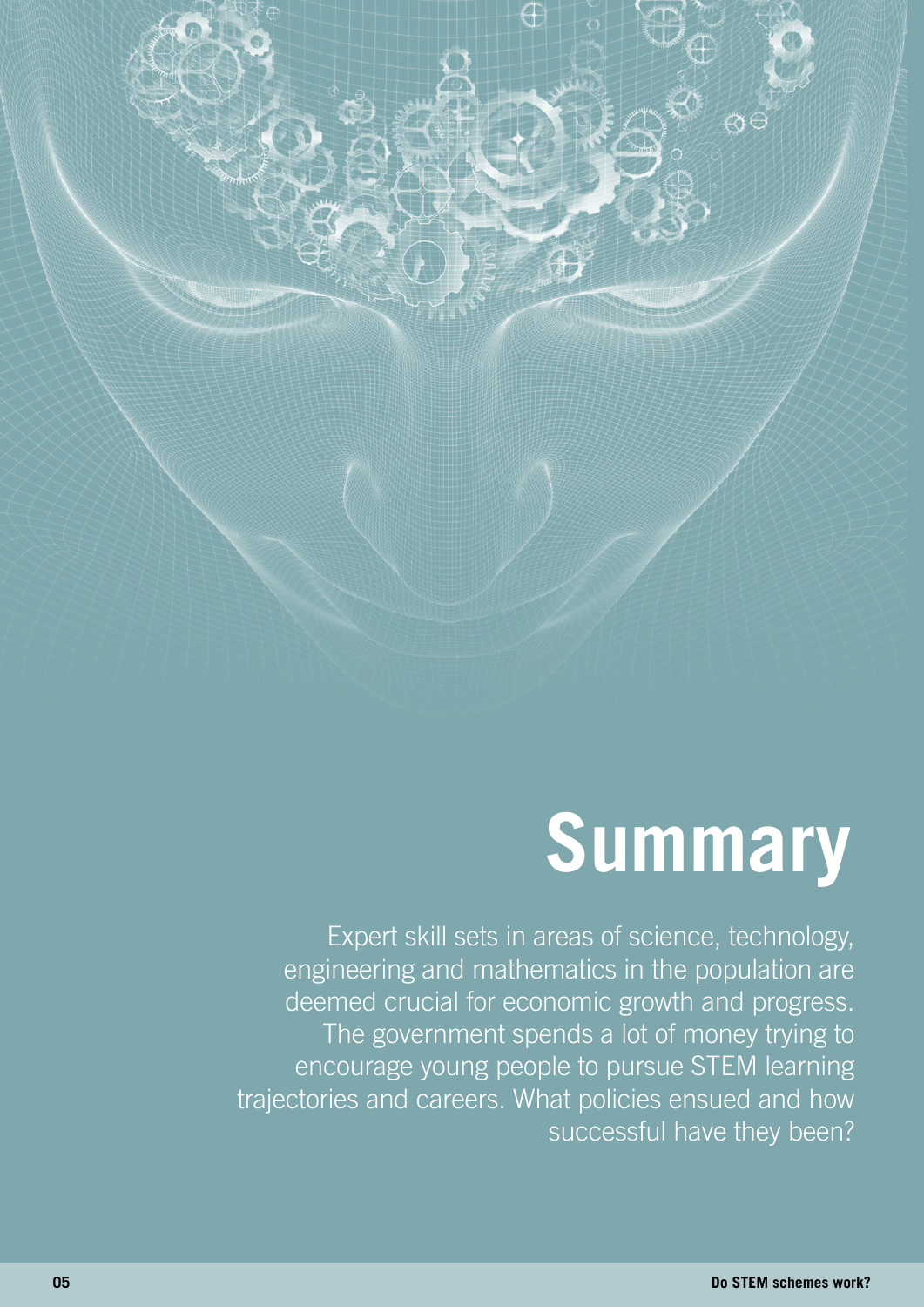# Summary

Expert skill sets in areas of science, technology, engineering and mathematics in the population are deemed crucial for economic growth and progress. The government spends a lot of money trying to encourage young people to pursue STEM learning trajectories and careers. What policies ensued and how successful have they been?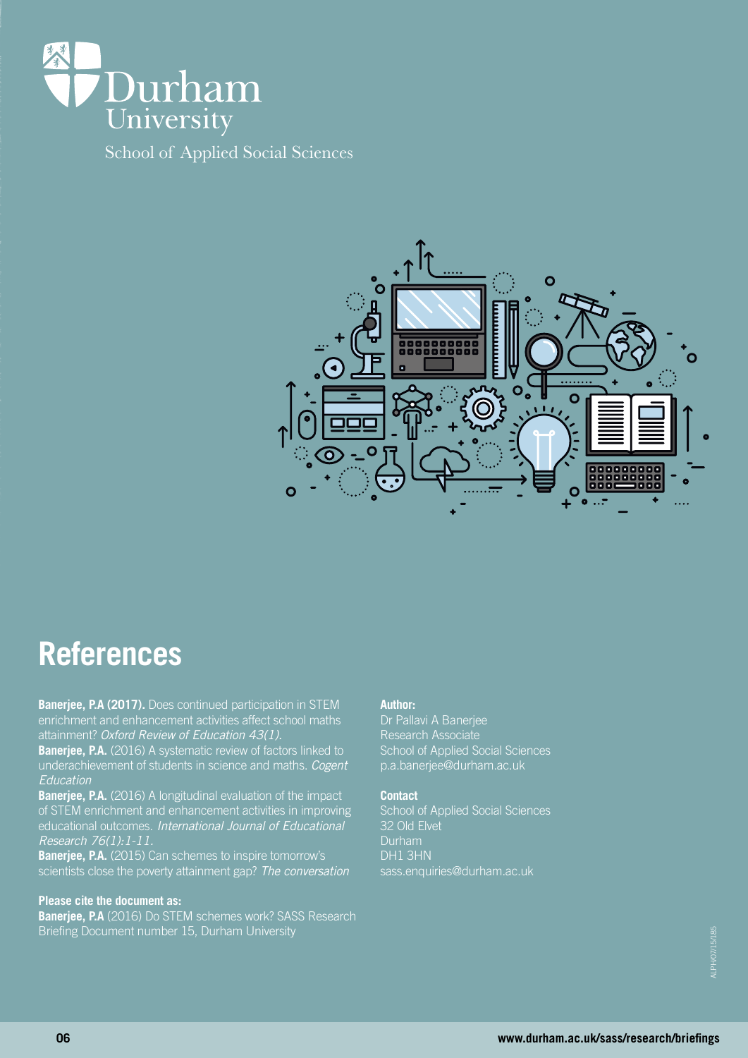Durham University

School of Applied Social Sciences

# References

**Banerjee, P.A (2017).** Does continued participation in STEM enrichment and enhancement activities affect school maths attainment? *Oxford Review of Education 43(1).*

**Banerjee, P.A.** (2016) A systematic review of factors linked to underachievement of students in science and maths. *Cogent Education*

**Banerjee, P.A.** (2016) A longitudinal evaluation of the impact of STEM enrichment and enhancement activities in improving educational outcomes. *International Journal of Educational Research 76(1):1-11.*

**Banerjee, P.A.** (2015) Can schemes to inspire tomorrow's scientists close the poverty attainment gap? *The conversation*

**Please cite the document as:**
**Banerjee, P.A** (2016) Do STEM schemes work? SASS Research Briefing Document number 15, Durham University

**Author:**
Dr Pallavi A Banerjee
Research Associate
School of Applied Social Sciences
p.a.banerjee@durham.ac.uk

**Contact**
School of Applied Social Sciences
32 Old Elvet
Durham
DH1 3HN
sass.enquiries@durham.ac.uk

ALPH/07/15/185

www.durham.ac.uk/sass/research/briefings